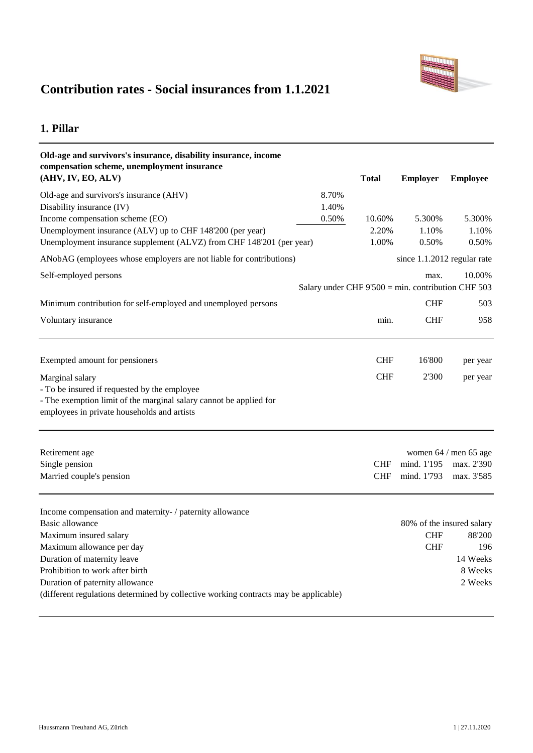# Contribution rates - Social insurances from 1.1.2021

## 1. Pillar

| Old-age and survivors's insurance, disability insurance, income compensation scheme, unemployment insurance (AHV, IV, EO, ALV) | | Total | Employer | Employee |
|---|---|---|---|---|
| Old-age and survivors's insurance (AHV) | 8.70% | | | |
| Disability insurance (IV) | 1.40% | | | |
| Income compensation scheme (EO) | 0.50% | 10.60% | 5.300% | 5.300% |
| Unemployment insurance (ALV) up to CHF 148'200 (per year) | | 2.20% | 1.10% | 1.10% |
| Unemployment insurance supplement (ALVZ) from CHF 148'201 (per year) | | 1.00% | 0.50% | 0.50% |
| ANobAG (employees whose employers are not liable for contributions) | | | since 1.1.2012 regular rate | |
| Self-employed persons | | | max. | 10.00% |
| | | Salary under CHF 9'500 = min. contribution CHF 503 | | |
| Minimum contribution for self-employed and unemployed persons | | | CHF | 503 |
| Voluntary insurance | | min. | CHF | 958 |

| | | | |
|---|---|---|---|
| Exempted amount for pensioners | CHF | 16'800 | per year |
| Marginal salary | CHF | 2'300 | per year |

- To be insured if requested by the employee
- The exemption limit of the marginal salary cannot be applied for employees in private households and artists

| | | | |
|---|---|---|---|
| Retirement age | | | women 64 / men 65 age |
| Single pension | CHF | mind. 1'195 | max. 2'390 |
| Married couple's pension | CHF | mind. 1'793 | max. 3'585 |

Income compensation and maternity- / paternity allowance

| | | |
|---|---|---|
| Basic allowance | | 80% of the insured salary |
| Maximum insured salary | CHF | 88'200 |
| Maximum allowance per day | CHF | 196 |
| Duration of maternity leave | | 14 Weeks |
| Prohibition to work after birth | | 8 Weeks |
| Duration of paternity allowance | | 2 Weeks |

(different regulations determined by collective working contracts may be applicable)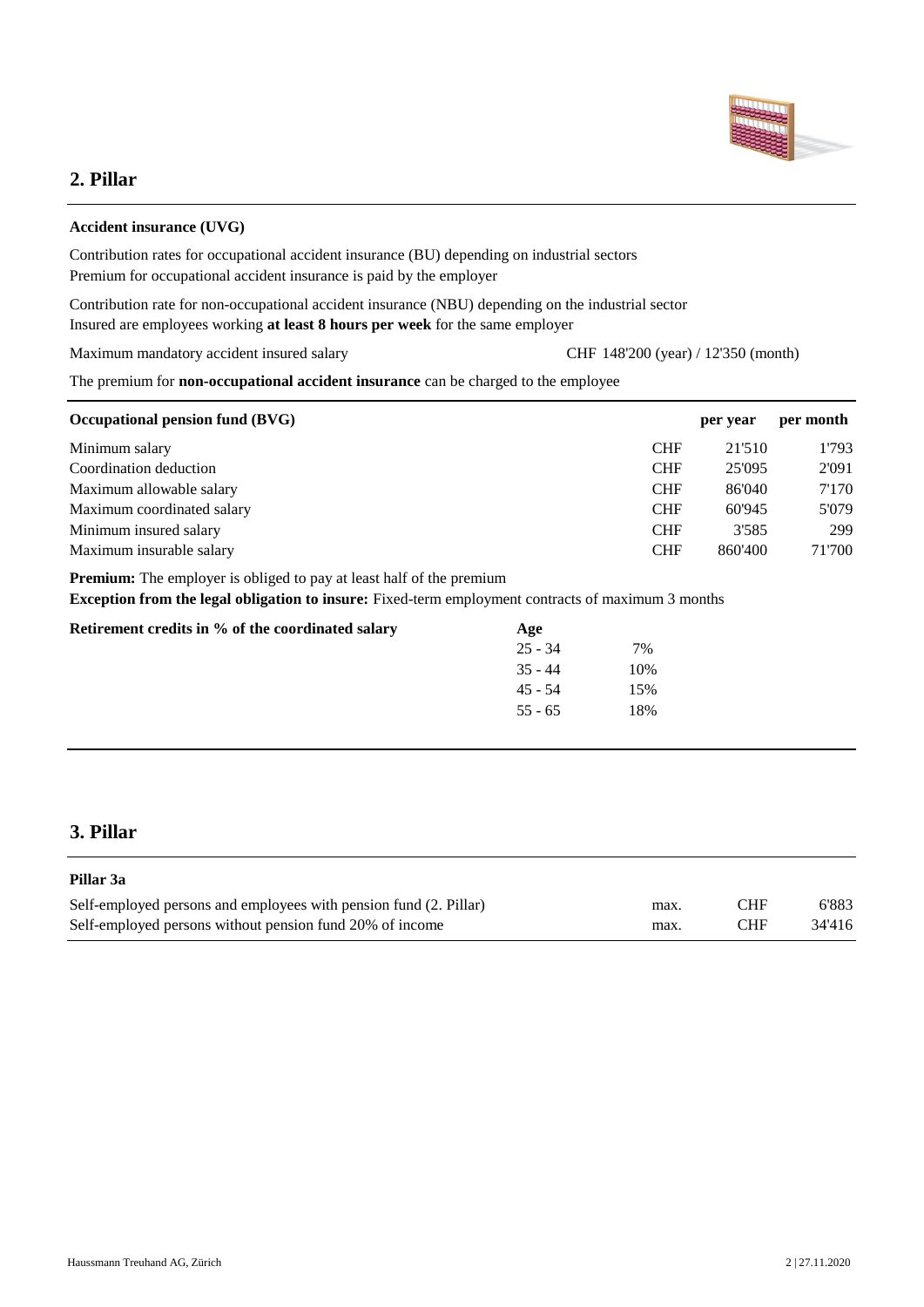## 2. Pillar

**Accident insurance (UVG)**

Contribution rates for occupational accident insurance (BU) depending on industrial sectors
Premium for occupational accident insurance is paid by the employer

Contribution rate for non-occupational accident insurance (NBU) depending on the industrial sector
Insured are employees working **at least 8 hours per week** for the same employer

Maximum mandatory accident insured salary CHF 148'200 (year) / 12'350 (month)

The premium for **non-occupational accident insurance** can be charged to the employee

| **Occupational pension fund (BVG)** | | **per year** | **per month** |
|---|---|---|---|
| Minimum salary | CHF | 21'510 | 1'793 |
| Coordination deduction | CHF | 25'095 | 2'091 |
| Maximum allowable salary | CHF | 86'040 | 7'170 |
| Maximum coordinated salary | CHF | 60'945 | 5'079 |
| Minimum insured salary | CHF | 3'585 | 299 |
| Maximum insurable salary | CHF | 860'400 | 71'700 |

**Premium:** The employer is obliged to pay at least half of the premium
**Exception from the legal obligation to insure:** Fixed-term employment contracts of maximum 3 months

| **Retirement credits in % of the coordinated salary** | **Age** | |
|---|---|---|
| | 25 - 34 | 7% |
| | 35 - 44 | 10% |
| | 45 - 54 | 15% |
| | 55 - 65 | 18% |

## 3. Pillar

| **Pillar 3a** | | | |
|---|---|---|---|
| Self-employed persons and employees with pension fund (2. Pillar) | max. | CHF | 6'883 |
| Self-employed persons without pension fund 20% of income | max. | CHF | 34'416 |